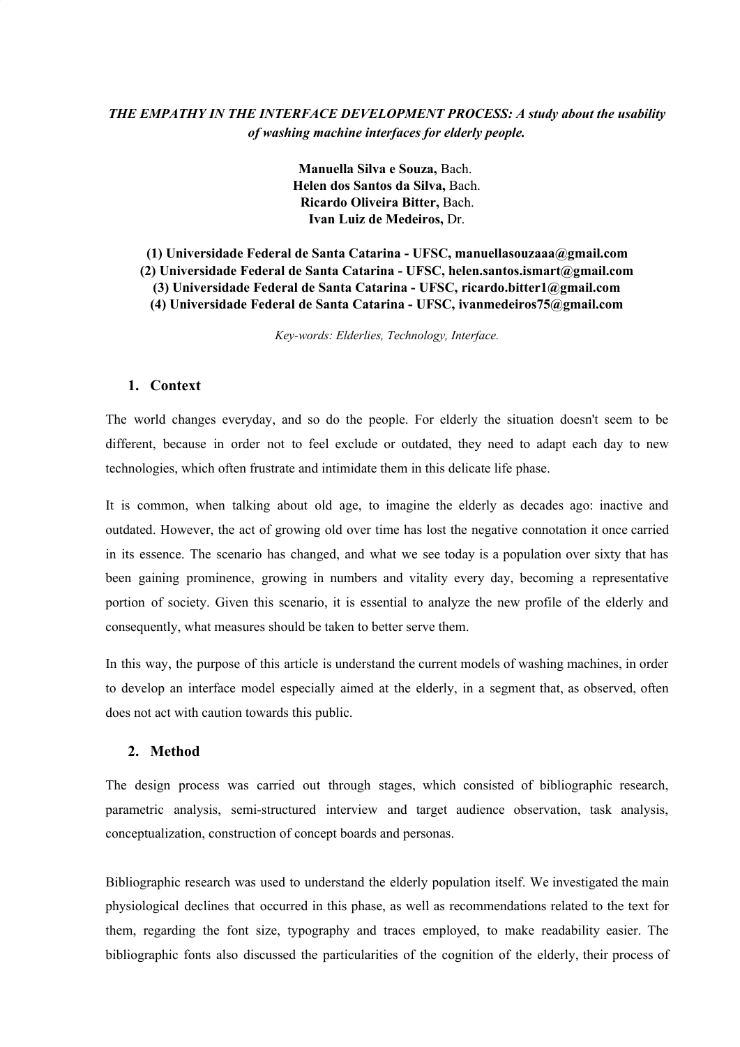***THE EMPATHY IN THE INTERFACE DEVELOPMENT PROCESS: A study about the usability of washing machine interfaces for elderly people.***

**Manuella Silva e Souza,** Bach.
**Helen dos Santos da Silva,** Bach.
**Ricardo Oliveira Bitter,** Bach.
**Ivan Luiz de Medeiros,** Dr.

**(1) Universidade Federal de Santa Catarina - UFSC, manuellasouzaaa@gmail.com**
**(2) Universidade Federal de Santa Catarina - UFSC, helen.santos.ismart@gmail.com**
**(3) Universidade Federal de Santa Catarina - UFSC, ricardo.bitter1@gmail.com**
**(4) Universidade Federal de Santa Catarina - UFSC, ivanmedeiros75@gmail.com**

*Key-words: Elderlies, Technology, Interface.*

## 1. Context

The world changes everyday, and so do the people. For elderly the situation doesn't seem to be different, because in order not to feel exclude or outdated, they need to adapt each day to new technologies, which often frustrate and intimidate them in this delicate life phase.

It is common, when talking about old age, to imagine the elderly as decades ago: inactive and outdated. However, the act of growing old over time has lost the negative connotation it once carried in its essence. The scenario has changed, and what we see today is a population over sixty that has been gaining prominence, growing in numbers and vitality every day, becoming a representative portion of society. Given this scenario, it is essential to analyze the new profile of the elderly and consequently, what measures should be taken to better serve them.

In this way, the purpose of this article is understand the current models of washing machines, in order to develop an interface model especially aimed at the elderly, in a segment that, as observed, often does not act with caution towards this public.

## 2. Method

The design process was carried out through stages, which consisted of bibliographic research, parametric analysis, semi-structured interview and target audience observation, task analysis, conceptualization, construction of concept boards and personas.

Bibliographic research was used to understand the elderly population itself. We investigated the main physiological declines that occurred in this phase, as well as recommendations related to the text for them, regarding the font size, typography and traces employed, to make readability easier. The bibliographic fonts also discussed the particularities of the cognition of the elderly, their process of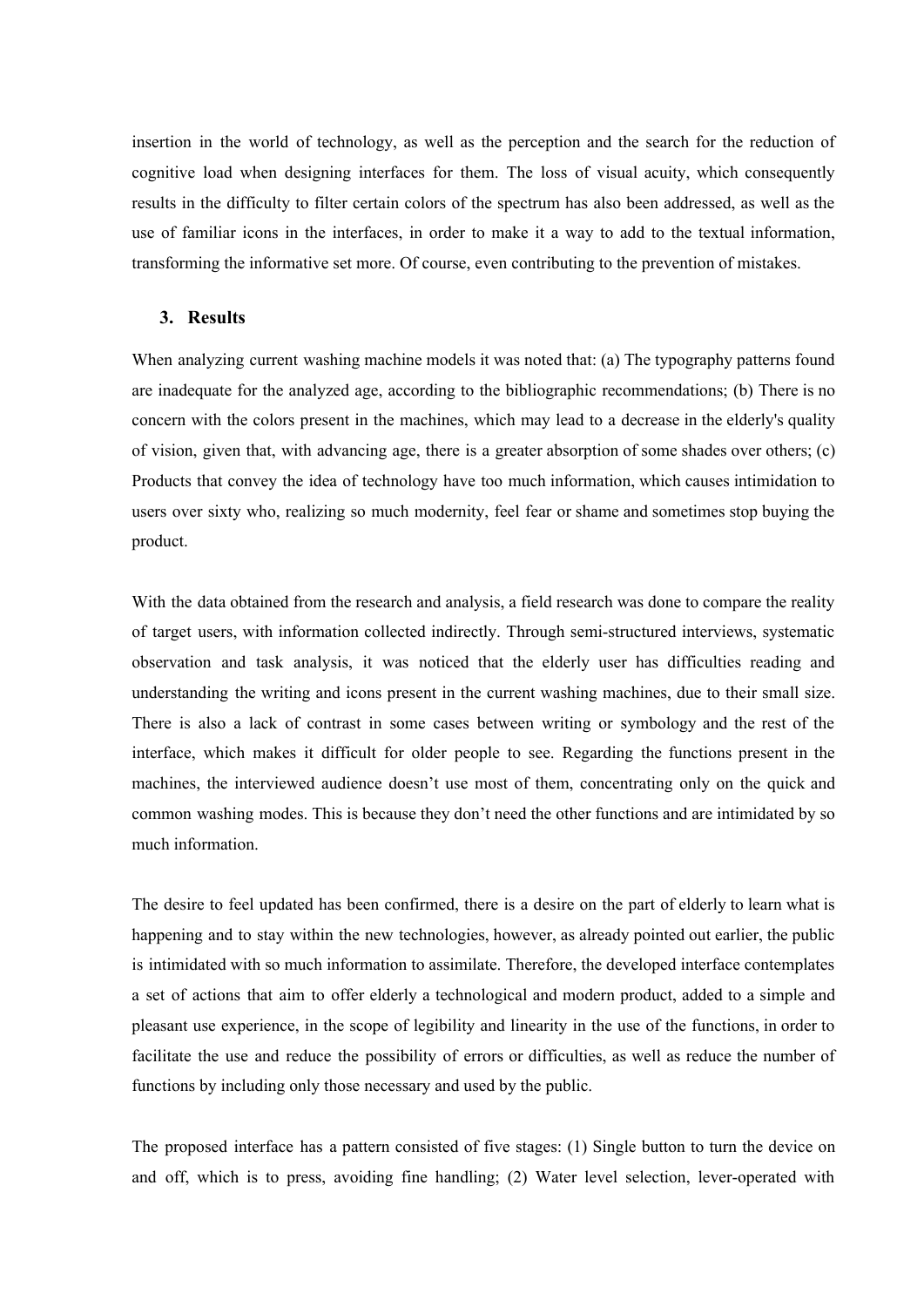insertion in the world of technology, as well as the perception and the search for the reduction of cognitive load when designing interfaces for them. The loss of visual acuity, which consequently results in the difficulty to filter certain colors of the spectrum has also been addressed, as well as the use of familiar icons in the interfaces, in order to make it a way to add to the textual information, transforming the informative set more. Of course, even contributing to the prevention of mistakes.

## 3. Results

When analyzing current washing machine models it was noted that: (a) The typography patterns found are inadequate for the analyzed age, according to the bibliographic recommendations; (b) There is no concern with the colors present in the machines, which may lead to a decrease in the elderly's quality of vision, given that, with advancing age, there is a greater absorption of some shades over others; (c) Products that convey the idea of technology have too much information, which causes intimidation to users over sixty who, realizing so much modernity, feel fear or shame and sometimes stop buying the product.

With the data obtained from the research and analysis, a field research was done to compare the reality of target users, with information collected indirectly. Through semi-structured interviews, systematic observation and task analysis, it was noticed that the elderly user has difficulties reading and understanding the writing and icons present in the current washing machines, due to their small size. There is also a lack of contrast in some cases between writing or symbology and the rest of the interface, which makes it difficult for older people to see. Regarding the functions present in the machines, the interviewed audience doesn't use most of them, concentrating only on the quick and common washing modes. This is because they don't need the other functions and are intimidated by so much information.

The desire to feel updated has been confirmed, there is a desire on the part of elderly to learn what is happening and to stay within the new technologies, however, as already pointed out earlier, the public is intimidated with so much information to assimilate. Therefore, the developed interface contemplates a set of actions that aim to offer elderly a technological and modern product, added to a simple and pleasant use experience, in the scope of legibility and linearity in the use of the functions, in order to facilitate the use and reduce the possibility of errors or difficulties, as well as reduce the number of functions by including only those necessary and used by the public.

The proposed interface has a pattern consisted of five stages: (1) Single button to turn the device on and off, which is to press, avoiding fine handling; (2) Water level selection, lever-operated with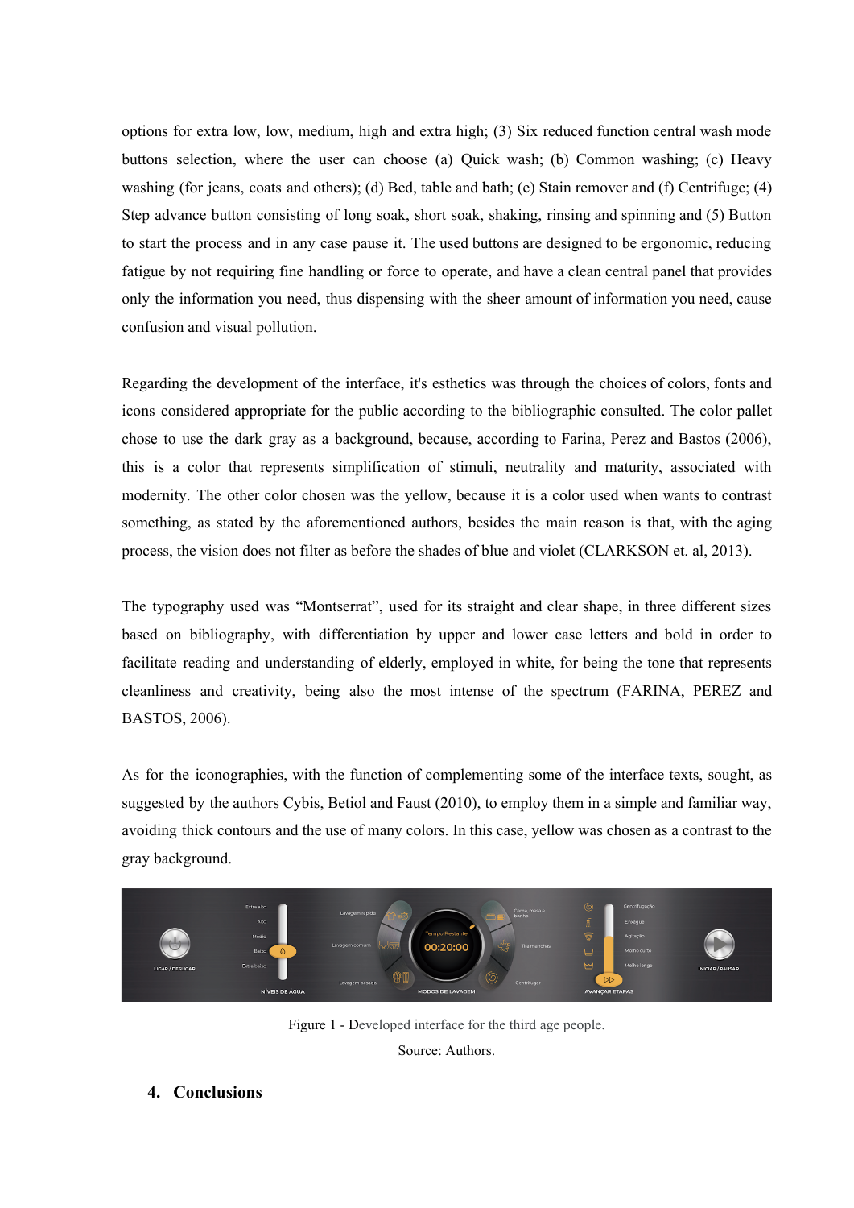options for extra low, low, medium, high and extra high; (3) Six reduced function central wash mode buttons selection, where the user can choose (a) Quick wash; (b) Common washing; (c) Heavy washing (for jeans, coats and others); (d) Bed, table and bath; (e) Stain remover and (f) Centrifuge; (4) Step advance button consisting of long soak, short soak, shaking, rinsing and spinning and (5) Button to start the process and in any case pause it. The used buttons are designed to be ergonomic, reducing fatigue by not requiring fine handling or force to operate, and have a clean central panel that provides only the information you need, thus dispensing with the sheer amount of information you need, cause confusion and visual pollution.

Regarding the development of the interface, it's esthetics was through the choices of colors, fonts and icons considered appropriate for the public according to the bibliographic consulted. The color pallet chose to use the dark gray as a background, because, according to Farina, Perez and Bastos (2006), this is a color that represents simplification of stimuli, neutrality and maturity, associated with modernity. The other color chosen was the yellow, because it is a color used when wants to contrast something, as stated by the aforementioned authors, besides the main reason is that, with the aging process, the vision does not filter as before the shades of blue and violet (CLARKSON et. al, 2013).

The typography used was "Montserrat", used for its straight and clear shape, in three different sizes based on bibliography, with differentiation by upper and lower case letters and bold in order to facilitate reading and understanding of elderly, employed in white, for being the tone that represents cleanliness and creativity, being also the most intense of the spectrum (FARINA, PEREZ and BASTOS, 2006).

As for the iconographies, with the function of complementing some of the interface texts, sought, as suggested by the authors Cybis, Betiol and Faust (2010), to employ them in a simple and familiar way, avoiding thick contours and the use of many colors. In this case, yellow was chosen as a contrast to the gray background.

Figure 1 - Developed interface for the third age people.

Source: Authors.

## 4. Conclusions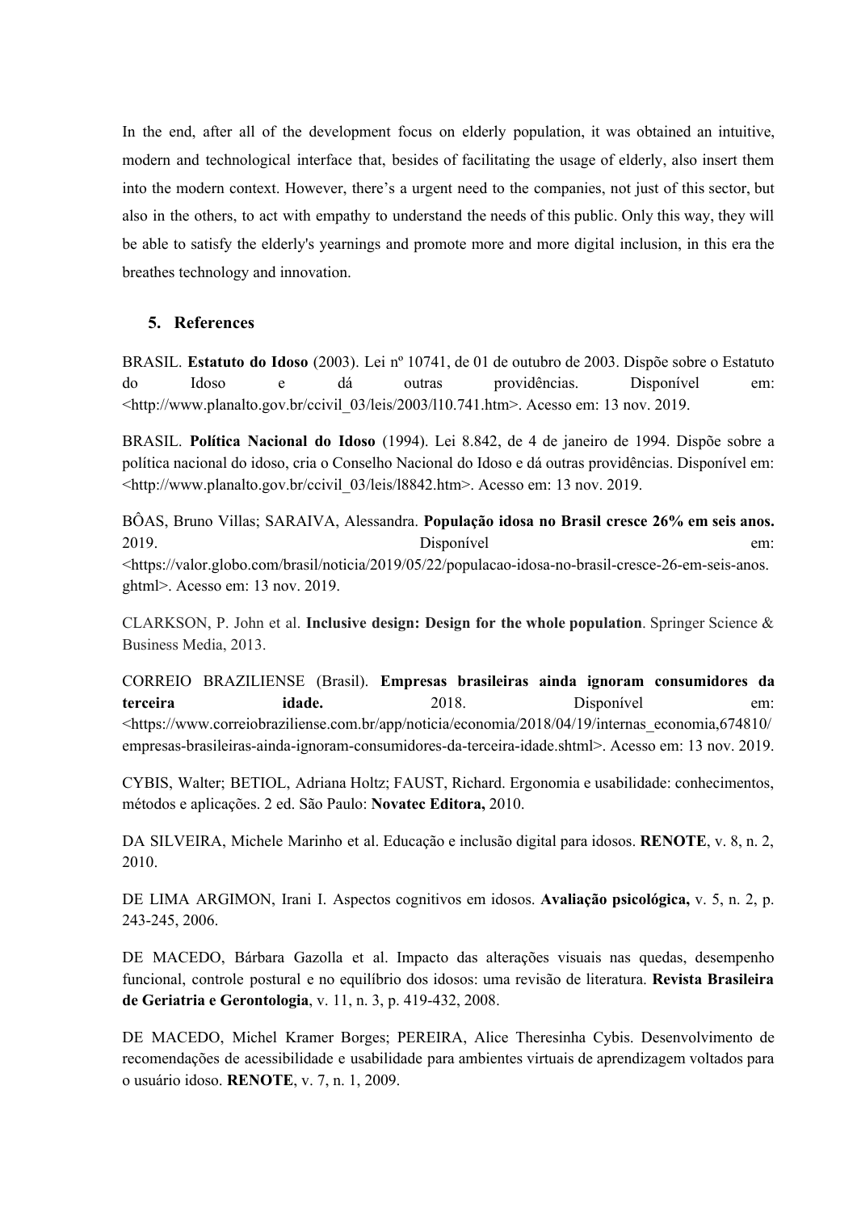In the end, after all of the development focus on elderly population, it was obtained an intuitive, modern and technological interface that, besides of facilitating the usage of elderly, also insert them into the modern context. However, there's a urgent need to the companies, not just of this sector, but also in the others, to act with empathy to understand the needs of this public. Only this way, they will be able to satisfy the elderly's yearnings and promote more and more digital inclusion, in this era the breathes technology and innovation.

## 5. References

BRASIL. **Estatuto do Idoso** (2003). Lei nº 10741, de 01 de outubro de 2003. Dispõe sobre o Estatuto do Idoso e dá outras providências. Disponível em: <http://www.planalto.gov.br/ccivil_03/leis/2003/l10.741.htm>. Acesso em: 13 nov. 2019.

BRASIL. **Política Nacional do Idoso** (1994). Lei 8.842, de 4 de janeiro de 1994. Dispõe sobre a política nacional do idoso, cria o Conselho Nacional do Idoso e dá outras providências. Disponível em: <http://www.planalto.gov.br/ccivil_03/leis/l8842.htm>. Acesso em: 13 nov. 2019.

BÔAS, Bruno Villas; SARAIVA, Alessandra. **População idosa no Brasil cresce 26% em seis anos.** 2019. Disponível em: <https://valor.globo.com/brasil/noticia/2019/05/22/populacao-idosa-no-brasil-cresce-26-em-seis-anos.ghtml>. Acesso em: 13 nov. 2019.

CLARKSON, P. John et al. **Inclusive design: Design for the whole population**. Springer Science & Business Media, 2013.

CORREIO BRAZILIENSE (Brasil). **Empresas brasileiras ainda ignoram consumidores da terceira idade.** 2018. Disponível em: <https://www.correiobraziliense.com.br/app/noticia/economia/2018/04/19/internas_economia,674810/empresas-brasileiras-ainda-ignoram-consumidores-da-terceira-idade.shtml>. Acesso em: 13 nov. 2019.

CYBIS, Walter; BETIOL, Adriana Holtz; FAUST, Richard. Ergonomia e usabilidade: conhecimentos, métodos e aplicações. 2 ed. São Paulo: **Novatec Editora,** 2010.

DA SILVEIRA, Michele Marinho et al. Educação e inclusão digital para idosos. **RENOTE**, v. 8, n. 2, 2010.

DE LIMA ARGIMON, Irani I. Aspectos cognitivos em idosos. **Avaliação psicológica,** v. 5, n. 2, p. 243-245, 2006.

DE MACEDO, Bárbara Gazolla et al. Impacto das alterações visuais nas quedas, desempenho funcional, controle postural e no equilíbrio dos idosos: uma revisão de literatura. **Revista Brasileira de Geriatria e Gerontologia**, v. 11, n. 3, p. 419-432, 2008.

DE MACEDO, Michel Kramer Borges; PEREIRA, Alice Theresinha Cybis. Desenvolvimento de recomendações de acessibilidade e usabilidade para ambientes virtuais de aprendizagem voltados para o usuário idoso. **RENOTE**, v. 7, n. 1, 2009.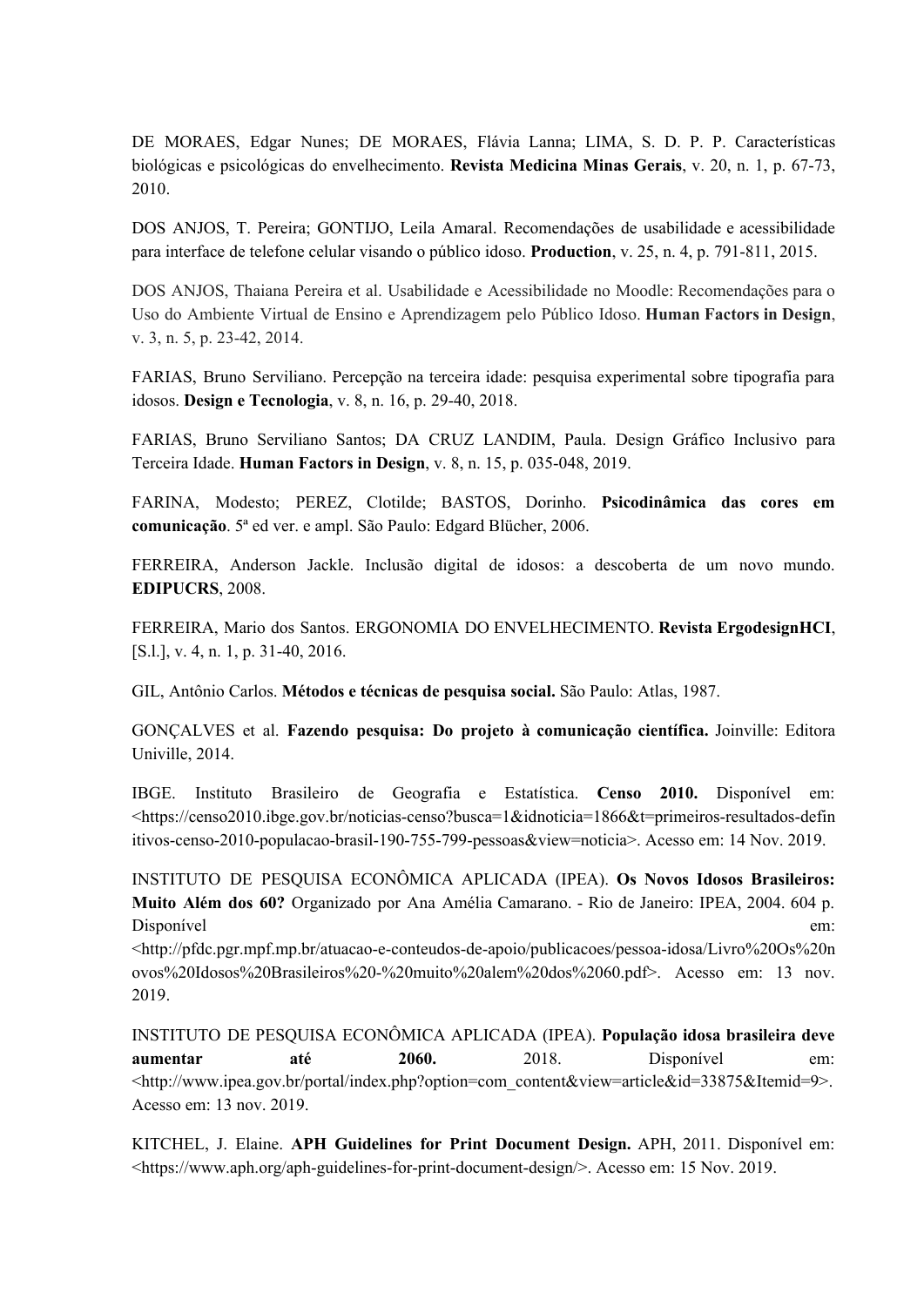DE MORAES, Edgar Nunes; DE MORAES, Flávia Lanna; LIMA, S. D. P. P. Características biológicas e psicológicas do envelhecimento. **Revista Medicina Minas Gerais**, v. 20, n. 1, p. 67-73, 2010.

DOS ANJOS, T. Pereira; GONTIJO, Leila Amaral. Recomendações de usabilidade e acessibilidade para interface de telefone celular visando o público idoso. **Production**, v. 25, n. 4, p. 791-811, 2015.

DOS ANJOS, Thaiana Pereira et al. Usabilidade e Acessibilidade no Moodle: Recomendações para o Uso do Ambiente Virtual de Ensino e Aprendizagem pelo Público Idoso. **Human Factors in Design**, v. 3, n. 5, p. 23-42, 2014.

FARIAS, Bruno Serviliano. Percepção na terceira idade: pesquisa experimental sobre tipografia para idosos. **Design e Tecnologia**, v. 8, n. 16, p. 29-40, 2018.

FARIAS, Bruno Serviliano Santos; DA CRUZ LANDIM, Paula. Design Gráfico Inclusivo para Terceira Idade. **Human Factors in Design**, v. 8, n. 15, p. 035-048, 2019.

FARINA, Modesto; PEREZ, Clotilde; BASTOS, Dorinho. **Psicodinâmica das cores em comunicação**. 5ª ed ver. e ampl. São Paulo: Edgard Blücher, 2006.

FERREIRA, Anderson Jackle. Inclusão digital de idosos: a descoberta de um novo mundo. **EDIPUCRS**, 2008.

FERREIRA, Mario dos Santos. ERGONOMIA DO ENVELHECIMENTO. **Revista ErgodesignHCI**, [S.l.], v. 4, n. 1, p. 31-40, 2016.

GIL, Antônio Carlos. **Métodos e técnicas de pesquisa social.** São Paulo: Atlas, 1987.

GONÇALVES et al. **Fazendo pesquisa: Do projeto à comunicação científica.** Joinville: Editora Univille, 2014.

IBGE. Instituto Brasileiro de Geografia e Estatística. **Censo 2010.** Disponível em: <https://censo2010.ibge.gov.br/noticias-censo?busca=1&idnoticia=1866&t=primeiros-resultados-definitivos-censo-2010-populacao-brasil-190-755-799-pessoas&view=noticia>. Acesso em: 14 Nov. 2019.

INSTITUTO DE PESQUISA ECONÔMICA APLICADA (IPEA). **Os Novos Idosos Brasileiros: Muito Além dos 60?** Organizado por Ana Amélia Camarano. - Rio de Janeiro: IPEA, 2004. 604 p. Disponível em: <http://pfdc.pgr.mpf.mp.br/atuacao-e-conteudos-de-apoio/publicacoes/pessoa-idosa/Livro%20Os%20novos%20Idosos%20Brasileiros%20-%20muito%20alem%20dos%2060.pdf>. Acesso em: 13 nov. 2019.

INSTITUTO DE PESQUISA ECONÔMICA APLICADA (IPEA). **População idosa brasileira deve aumentar até 2060.** 2018. Disponível em: <http://www.ipea.gov.br/portal/index.php?option=com_content&view=article&id=33875&Itemid=9>. Acesso em: 13 nov. 2019.

KITCHEL, J. Elaine. **APH Guidelines for Print Document Design.** APH, 2011. Disponível em: <https://www.aph.org/aph-guidelines-for-print-document-design/>. Acesso em: 15 Nov. 2019.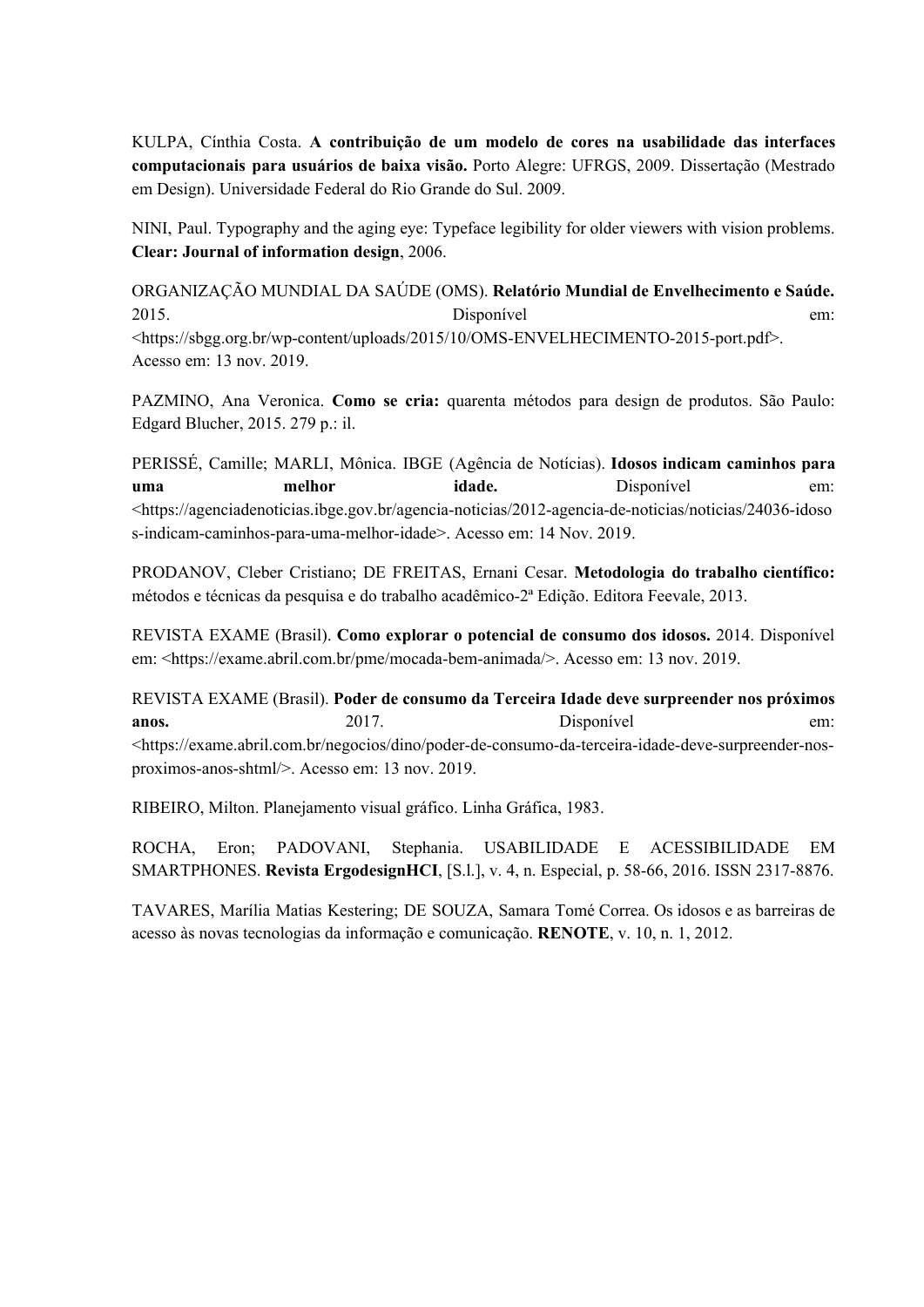KULPA, Cínthia Costa. **A contribuição de um modelo de cores na usabilidade das interfaces computacionais para usuários de baixa visão.** Porto Alegre: UFRGS, 2009. Dissertação (Mestrado em Design). Universidade Federal do Rio Grande do Sul. 2009.

NINI, Paul. Typography and the aging eye: Typeface legibility for older viewers with vision problems. **Clear: Journal of information design**, 2006.

ORGANIZAÇÃO MUNDIAL DA SAÚDE (OMS). **Relatório Mundial de Envelhecimento e Saúde.** 2015. Disponível em: <https://sbgg.org.br/wp-content/uploads/2015/10/OMS-ENVELHECIMENTO-2015-port.pdf>. Acesso em: 13 nov. 2019.

PAZMINO, Ana Veronica. **Como se cria:** quarenta métodos para design de produtos. São Paulo: Edgard Blucher, 2015. 279 p.: il.

PERISSÉ, Camille; MARLI, Mônica. IBGE (Agência de Notícias). **Idosos indicam caminhos para uma melhor idade.** Disponível em: <https://agenciadenoticias.ibge.gov.br/agencia-noticias/2012-agencia-de-noticias/noticias/24036-idosos-indicam-caminhos-para-uma-melhor-idade>. Acesso em: 14 Nov. 2019.

PRODANOV, Cleber Cristiano; DE FREITAS, Ernani Cesar. **Metodologia do trabalho científico:** métodos e técnicas da pesquisa e do trabalho acadêmico-2ª Edição. Editora Feevale, 2013.

REVISTA EXAME (Brasil). **Como explorar o potencial de consumo dos idosos.** 2014. Disponível em: <https://exame.abril.com.br/pme/mocada-bem-animada/>. Acesso em: 13 nov. 2019.

REVISTA EXAME (Brasil). **Poder de consumo da Terceira Idade deve surpreender nos próximos anos.** 2017. Disponível em: <https://exame.abril.com.br/negocios/dino/poder-de-consumo-da-terceira-idade-deve-surpreender-nos-proximos-anos-shtml/>. Acesso em: 13 nov. 2019.

RIBEIRO, Milton. Planejamento visual gráfico. Linha Gráfica, 1983.

ROCHA, Eron; PADOVANI, Stephania. USABILIDADE E ACESSIBILIDADE EM SMARTPHONES. **Revista ErgodesignHCI**, [S.l.], v. 4, n. Especial, p. 58-66, 2016. ISSN 2317-8876.

TAVARES, Marília Matias Kestering; DE SOUZA, Samara Tomé Correa. Os idosos e as barreiras de acesso às novas tecnologias da informação e comunicação. **RENOTE**, v. 10, n. 1, 2012.